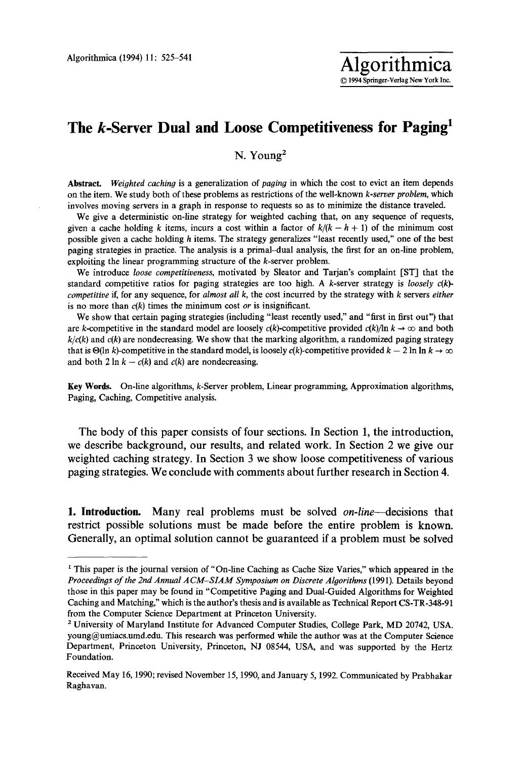# The $k$-Server Dual and Loose Competitiveness for Paging[1]

N. Young[2]

**Abstract.** *Weighted caching* is a generalization of *paging* in which the cost to evict an item depends on the item. We study both of these problems as restrictions of the well-known *k-server problem*, which involves moving servers in a graph in response to requests so as to minimize the distance traveled.

We give a deterministic on-line strategy for weighted caching that, on any sequence of requests, given a cache holding $k$ items, incurs a cost within a factor of $k/(k - h + 1)$ of the minimum cost possible given a cache holding $h$ items. The strategy generalizes "least recently used," one of the best paging strategies in practice. The analysis is a primal–dual analysis, the first for an on-line problem, exploiting the linear programming structure of the $k$-server problem.

We introduce *loose competitiveness*, motivated by Sleator and Tarjan's complaint [ST] that the standard competitive ratios for paging strategies are too high. A $k$-server strategy is *loosely $c(k)$-competitive* if, for any sequence, for *almost all* $k$, the cost incurred by the strategy with $k$ servers *either* is no more than $c(k)$ times the minimum cost *or* is insignificant.

We show that certain paging strategies (including "least recently used," and "first in first out") that are $k$-competitive in the standard model are loosely $c(k)$-competitive provided $c(k)/\ln k \to \infty$ and both $k/c(k)$ and $c(k)$ are nondecreasing. We show that the marking algorithm, a randomized paging strategy that is $\Theta(\ln k)$-competitive in the standard model, is loosely $c(k)$-competitive provided $k - 2 \ln \ln k \to \infty$ and both $2 \ln k - c(k)$ and $c(k)$ are nondecreasing.

**Key Words.** On-line algorithms, $k$-Server problem, Linear programming, Approximation algorithms, Paging, Caching, Competitive analysis.

The body of this paper consists of four sections. In Section 1, the introduction, we describe background, our results, and related work. In Section 2 we give our weighted caching strategy. In Section 3 we show loose competitiveness of various paging strategies. We conclude with comments about further research in Section 4.

## 1. Introduction.

Many real problems must be solved *on-line*—decisions that restrict possible solutions must be made before the entire problem is known. Generally, an optimal solution cannot be guaranteed if a problem must be solved

---

[1] This paper is the journal version of "On-line Caching as Cache Size Varies," which appeared in the *Proceedings of the 2nd Annual ACM–SIAM Symposium on Discrete Algorithms* (1991). Details beyond those in this paper may be found in "Competitive Paging and Dual-Guided Algorithms for Weighted Caching and Matching," which is the author's thesis and is available as Technical Report CS-TR-348-91 from the Computer Science Department at Princeton University.

[2] University of Maryland Institute for Advanced Computer Studies, College Park, MD 20742, USA. young@umiacs.umd.edu. This research was performed while the author was at the Computer Science Department, Princeton University, Princeton, NJ 08544, USA, and was supported by the Hertz Foundation.

Received May 16, 1990; revised November 15, 1990, and January 5, 1992. Communicated by Prabhakar Raghavan.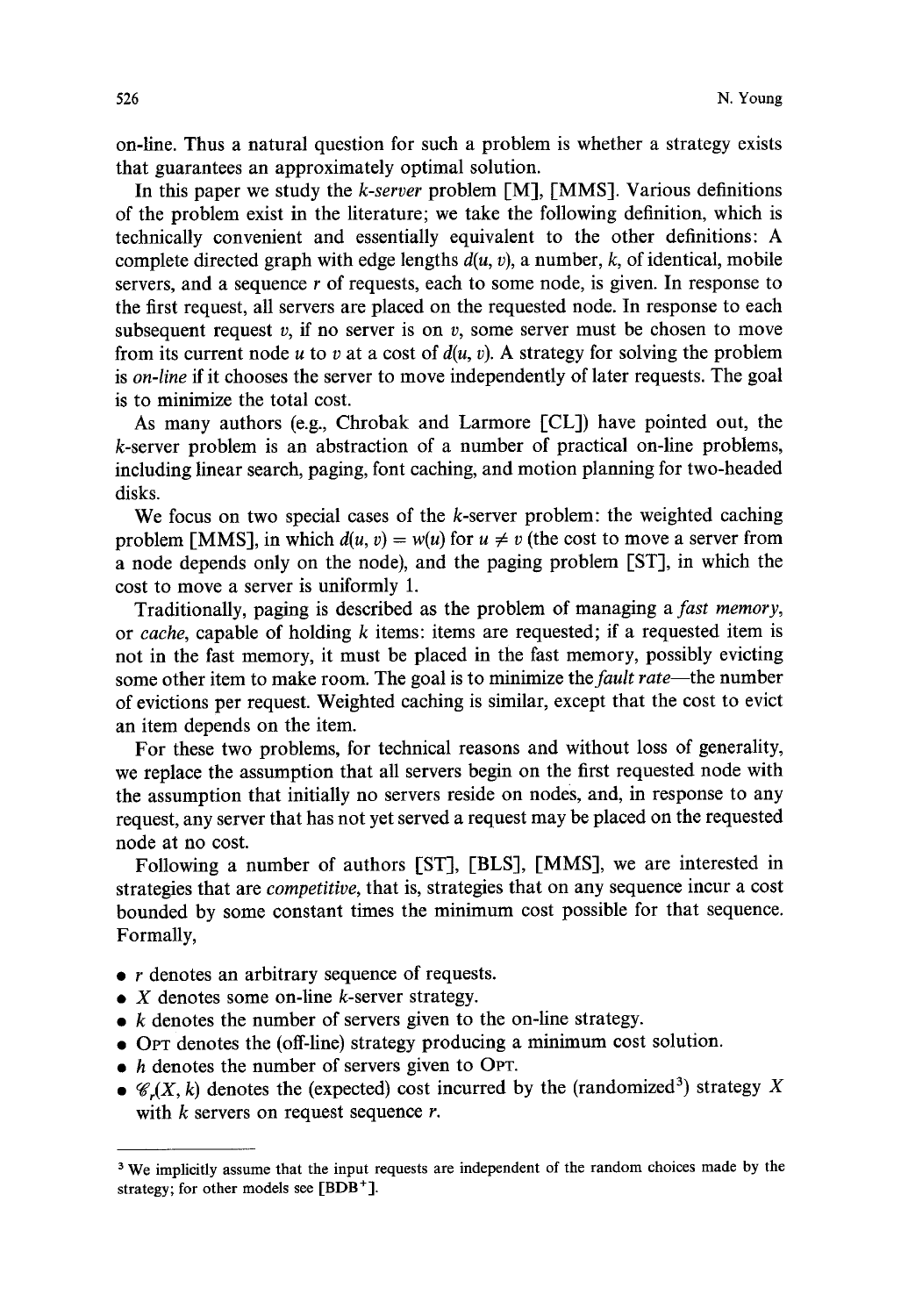on-line. Thus a natural question for such a problem is whether a strategy exists that guarantees an approximately optimal solution.

In this paper we study the *k-server* problem [M], [MMS]. Various definitions of the problem exist in the literature; we take the following definition, which is technically convenient and essentially equivalent to the other definitions: A complete directed graph with edge lengths $d(u, v)$, a number, $k$, of identical, mobile servers, and a sequence $r$ of requests, each to some node, is given. In response to the first request, all servers are placed on the requested node. In response to each subsequent request $v$, if no server is on $v$, some server must be chosen to move from its current node $u$ to $v$ at a cost of $d(u, v)$. A strategy for solving the problem is *on-line* if it chooses the server to move independently of later requests. The goal is to minimize the total cost.

As many authors (e.g., Chrobak and Larmore [CL]) have pointed out, the $k$-server problem is an abstraction of a number of practical on-line problems, including linear search, paging, font caching, and motion planning for two-headed disks.

We focus on two special cases of the $k$-server problem: the weighted caching problem [MMS], in which $d(u, v) = w(u)$ for $u \neq v$ (the cost to move a server from a node depends only on the node), and the paging problem [ST], in which the cost to move a server is uniformly 1.

Traditionally, paging is described as the problem of managing a *fast memory*, or *cache*, capable of holding $k$ items: items are requested; if a requested item is not in the fast memory, it must be placed in the fast memory, possibly evicting some other item to make room. The goal is to minimize the *fault rate*—the number of evictions per request. Weighted caching is similar, except that the cost to evict an item depends on the item.

For these two problems, for technical reasons and without loss of generality, we replace the assumption that all servers begin on the first requested node with the assumption that initially no servers reside on nodes, and, in response to any request, any server that has not yet served a request may be placed on the requested node at no cost.

Following a number of authors [ST], [BLS], [MMS], we are interested in strategies that are *competitive*, that is, strategies that on any sequence incur a cost bounded by some constant times the minimum cost possible for that sequence. Formally,

- $r$ denotes an arbitrary sequence of requests.
- $X$ denotes some on-line $k$-server strategy.
- $k$ denotes the number of servers given to the on-line strategy.
- OPT denotes the (off-line) strategy producing a minimum cost solution.
- $h$ denotes the number of servers given to OPT.
- $\mathscr{C}_r(X, k)$ denotes the (expected) cost incurred by the (randomized[3]) strategy $X$ with $k$ servers on request sequence $r$.

[3] We implicitly assume that the input requests are independent of the random choices made by the strategy; for other models see [BDB+].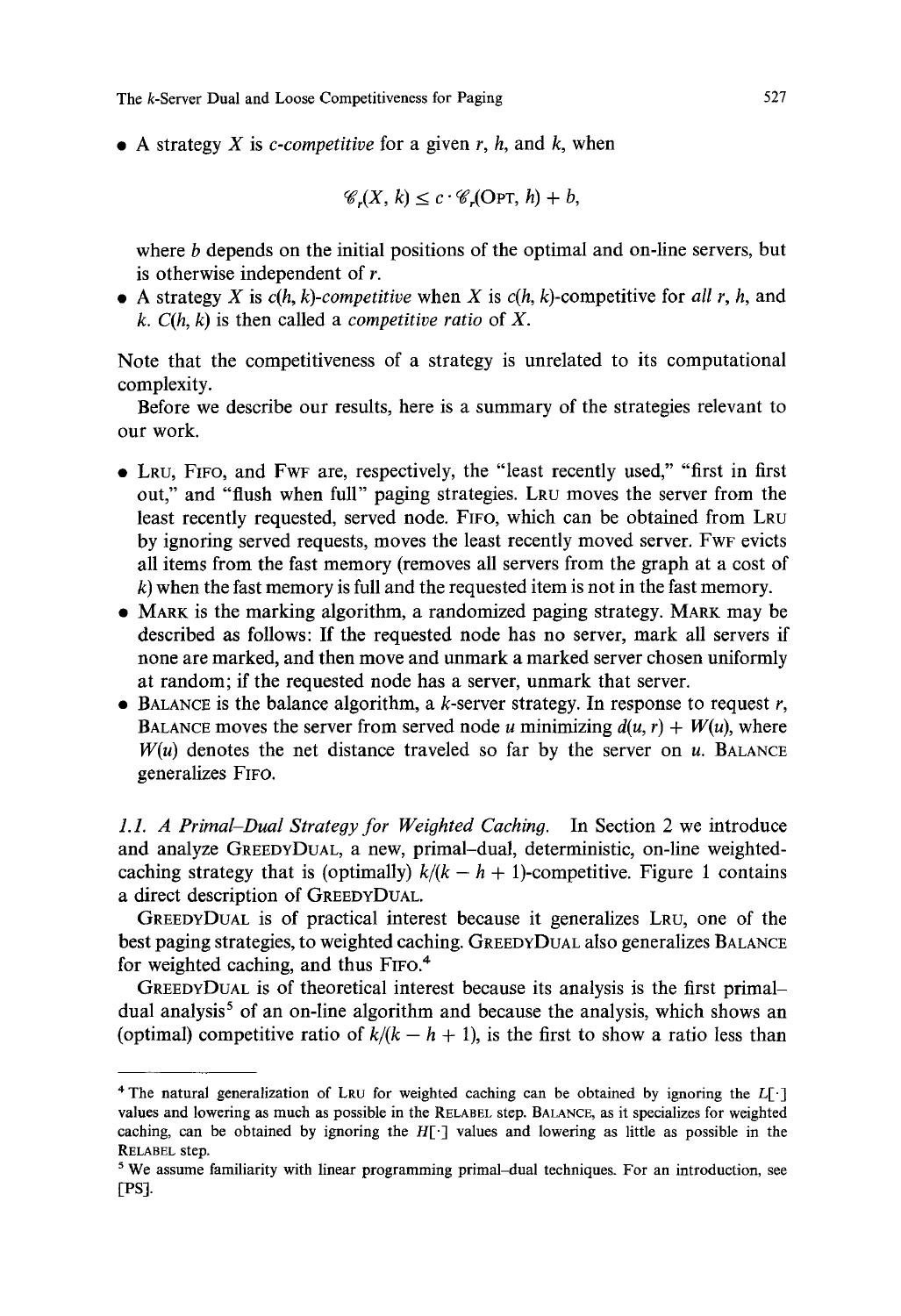- A strategy $X$ is *c-competitive* for a given $r$, $h$, and $k$, when

$$\mathscr{C}_r(X, k) \leq c \cdot \mathscr{C}_r(\text{OPT}, h) + b,$$

where $b$ depends on the initial positions of the optimal and on-line servers, but is otherwise independent of $r$.
- A strategy $X$ is *c(h, k)-competitive* when $X$ is $c(h, k)$-competitive for *all* $r$, $h$, and $k$. $C(h, k)$ is then called a *competitive ratio* of $X$.

Note that the competitiveness of a strategy is unrelated to its computational complexity.

Before we describe our results, here is a summary of the strategies relevant to our work.

- LRU, FIFO, and FWF are, respectively, the "least recently used," "first in first out," and "flush when full" paging strategies. LRU moves the server from the least recently requested, served node. FIFO, which can be obtained from LRU by ignoring served requests, moves the least recently moved server. FWF evicts all items from the fast memory (removes all servers from the graph at a cost of $k$) when the fast memory is full and the requested item is not in the fast memory.
- MARK is the marking algorithm, a randomized paging strategy. MARK may be described as follows: If the requested node has no server, mark all servers if none are marked, and then move and unmark a marked server chosen uniformly at random; if the requested node has a server, unmark that server.
- BALANCE is the balance algorithm, a $k$-server strategy. In response to request $r$, BALANCE moves the server from served node $u$ minimizing $d(u, r) + W(u)$, where $W(u)$ denotes the net distance traveled so far by the server on $u$. BALANCE generalizes FIFO.

*1.1. A Primal–Dual Strategy for Weighted Caching.* In Section 2 we introduce and analyze GREEDYDUAL, a new, primal–dual, deterministic, on-line weighted-caching strategy that is (optimally) $k/(k - h + 1)$-competitive. Figure 1 contains a direct description of GREEDYDUAL.

GREEDYDUAL is of practical interest because it generalizes LRU, one of the best paging strategies, to weighted caching. GREEDYDUAL also generalizes BALANCE for weighted caching, and thus FIFO.[4]

GREEDYDUAL is of theoretical interest because its analysis is the first primal–dual analysis[5] of an on-line algorithm and because the analysis, which shows an (optimal) competitive ratio of $k/(k - h + 1)$, is the first to show a ratio less than

---

[4] The natural generalization of LRU for weighted caching can be obtained by ignoring the $L[\cdot]$ values and lowering as much as possible in the RELABEL step. BALANCE, as it specializes for weighted caching, can be obtained by ignoring the $H[\cdot]$ values and lowering as little as possible in the RELABEL step.

[5] We assume familiarity with linear programming primal–dual techniques. For an introduction, see [PS].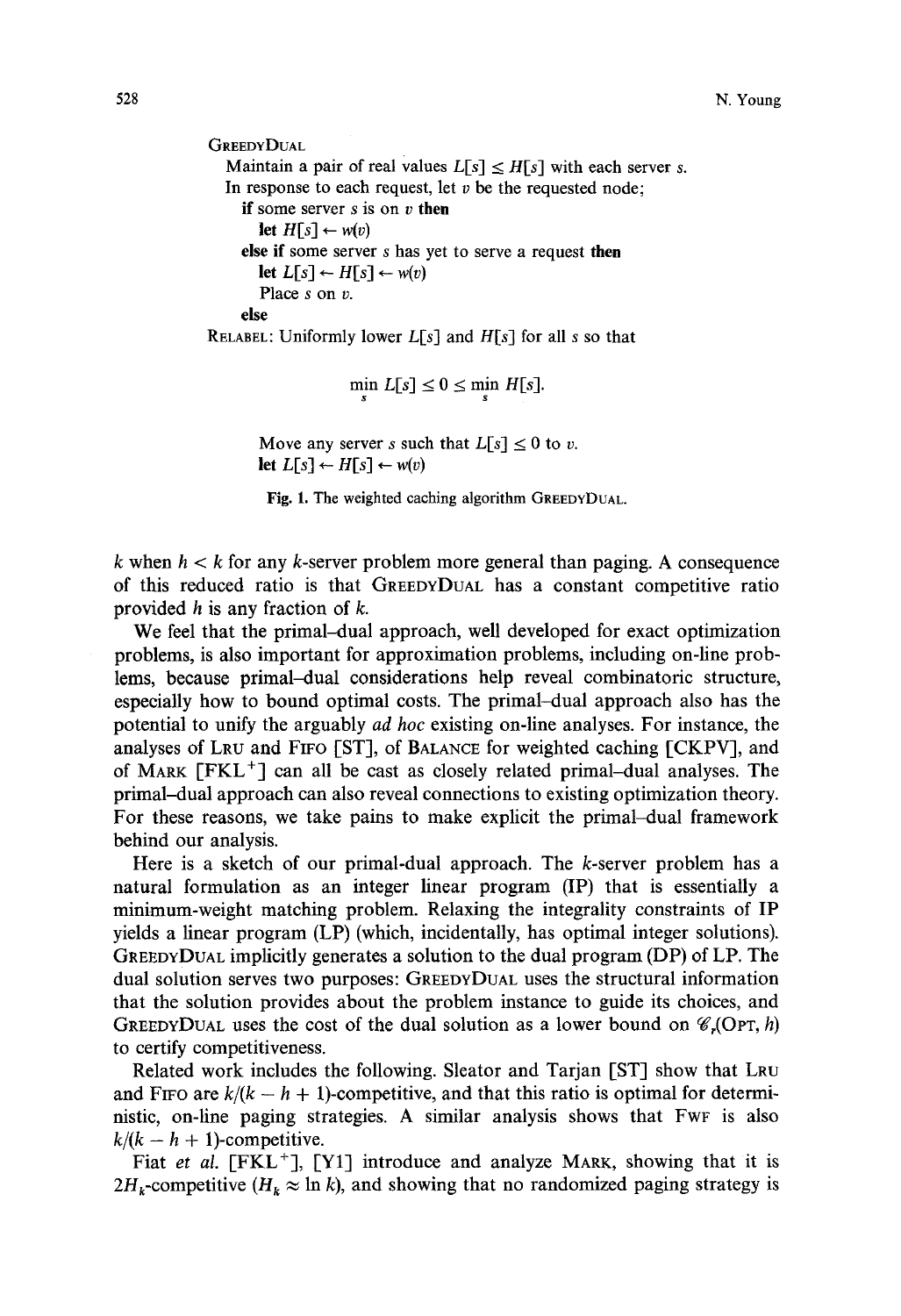```
GreedyDual
  Maintain a pair of real values L[s] ≤ H[s] with each server s.
  In response to each request, let v be the requested node;
    if some server s is on v then
      let H[s] ← w(v)
    else if some server s has yet to serve a request then
      let L[s] ← H[s] ← w(v)
      Place s on v.
    else
Relabel: Uniformly lower L[s] and H[s] for all s so that

              min_s L[s] ≤ 0 ≤ min_s H[s].

      Move any server s such that L[s] ≤ 0 to v.
      let L[s] ← H[s] ← w(v)
```

**Fig. 1.** The weighted caching algorithm GreedyDual.

$k$ when $h < k$ for any $k$-server problem more general than paging. A consequence of this reduced ratio is that GreedyDual has a constant competitive ratio provided $h$ is any fraction of $k$.

We feel that the primal–dual approach, well developed for exact optimization problems, is also important for approximation problems, including on-line problems, because primal–dual considerations help reveal combinatoric structure, especially how to bound optimal costs. The primal–dual approach also has the potential to unify the arguably *ad hoc* existing on-line analyses. For instance, the analyses of Lru and Fifo [ST], of Balance for weighted caching [CKPV], and of Mark [FKL+] can all be cast as closely related primal–dual analyses. The primal–dual approach can also reveal connections to existing optimization theory. For these reasons, we take pains to make explicit the primal–dual framework behind our analysis.

Here is a sketch of our primal-dual approach. The $k$-server problem has a natural formulation as an integer linear program (IP) that is essentially a minimum-weight matching problem. Relaxing the integrality constraints of IP yields a linear program (LP) (which, incidentally, has optimal integer solutions). GreedyDual implicitly generates a solution to the dual program (DP) of LP. The dual solution serves two purposes: GreedyDual uses the structural information that the solution provides about the problem instance to guide its choices, and GreedyDual uses the cost of the dual solution as a lower bound on $\mathscr{C}_r(\text{Opt}, h)$ to certify competitiveness.

Related work includes the following. Sleator and Tarjan [ST] show that Lru and Fifo are $k/(k-h+1)$-competitive, and that this ratio is optimal for deterministic, on-line paging strategies. A similar analysis shows that Fwf is also $k/(k-h+1)$-competitive.

Fiat *et al.* [FKL+], [Y1] introduce and analyze Mark, showing that it is $2H_k$-competitive ($H_k \approx \ln k$), and showing that no randomized paging strategy is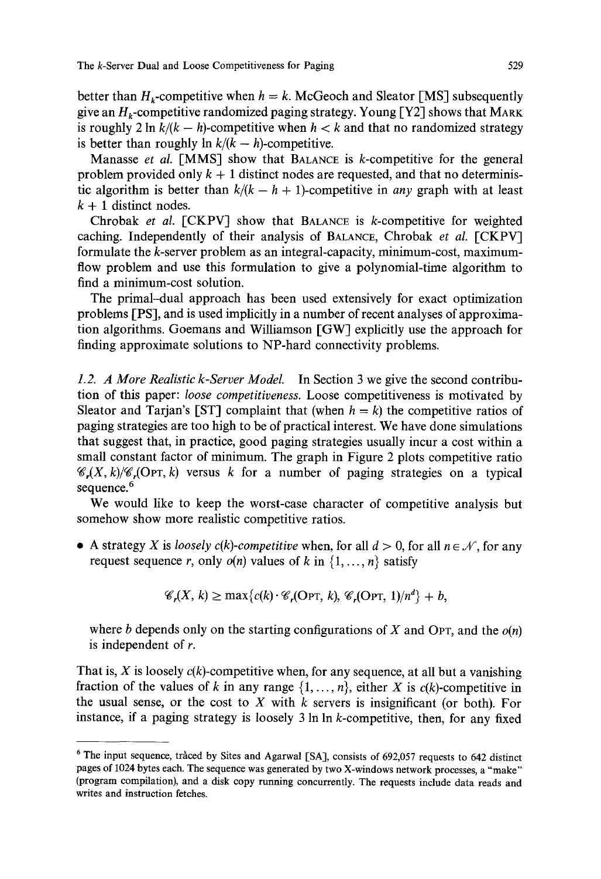better than $H_k$-competitive when $h = k$. McGeoch and Sleator [MS] subsequently give an $H_k$-competitive randomized paging strategy. Young [Y2] shows that MARK is roughly $2 \ln k/(k - h)$-competitive when $h < k$ and that no randomized strategy is better than roughly $\ln k/(k - h)$-competitive.

Manasse *et al.* [MMS] show that BALANCE is $k$-competitive for the general problem provided only $k + 1$ distinct nodes are requested, and that no deterministic algorithm is better than $k/(k - h + 1)$-competitive in *any* graph with at least $k + 1$ distinct nodes.

Chrobak *et al.* [CKPV] show that BALANCE is $k$-competitive for weighted caching. Independently of their analysis of BALANCE, Chrobak *et al.* [CKPV] formulate the $k$-server problem as an integral-capacity, minimum-cost, maximum-flow problem and use this formulation to give a polynomial-time algorithm to find a minimum-cost solution.

The primal–dual approach has been used extensively for exact optimization problems [PS], and is used implicitly in a number of recent analyses of approximation algorithms. Goemans and Williamson [GW] explicitly use the approach for finding approximate solutions to NP-hard connectivity problems.

*1.2. A More Realistic k-Server Model.* In Section 3 we give the second contribution of this paper: *loose competitiveness.* Loose competitiveness is motivated by Sleator and Tarjan's [ST] complaint that (when $h = k$) the competitive ratios of paging strategies are too high to be of practical interest. We have done simulations that suggest that, in practice, good paging strategies usually incur a cost within a small constant factor of minimum. The graph in Figure 2 plots competitive ratio $\mathscr{C}_r(X, k)/\mathscr{C}_r(\text{OPT}, k)$ versus $k$ for a number of paging strategies on a typical sequence.[6]

We would like to keep the worst-case character of competitive analysis but somehow show more realistic competitive ratios.

- A strategy $X$ is *loosely $c(k)$-competitive* when, for all $d > 0$, for all $n \in \mathcal{N}$, for any request sequence $r$, only $o(n)$ values of $k$ in $\{1, \ldots, n\}$ satisfy

$$\mathscr{C}_r(X, k) \geq \max\{c(k) \cdot \mathscr{C}_r(\text{OPT}, k), \mathscr{C}_r(\text{OPT}, 1)/n^d\} + b,$$

where $b$ depends only on the starting configurations of $X$ and OPT, and the $o(n)$ is independent of $r$.

That is, $X$ is loosely $c(k)$-competitive when, for any sequence, at all but a vanishing fraction of the values of $k$ in any range $\{1, \ldots, n\}$, either $X$ is $c(k)$-competitive in the usual sense, or the cost to $X$ with $k$ servers is insignificant (or both). For instance, if a paging strategy is loosely $3 \ln \ln k$-competitive, then, for any fixed

[6] The input sequence, traced by Sites and Agarwal [SA], consists of 692,057 requests to 642 distinct pages of 1024 bytes each. The sequence was generated by two X-windows network processes, a "make" (program compilation), and a disk copy running concurrently. The requests include data reads and writes and instruction fetches.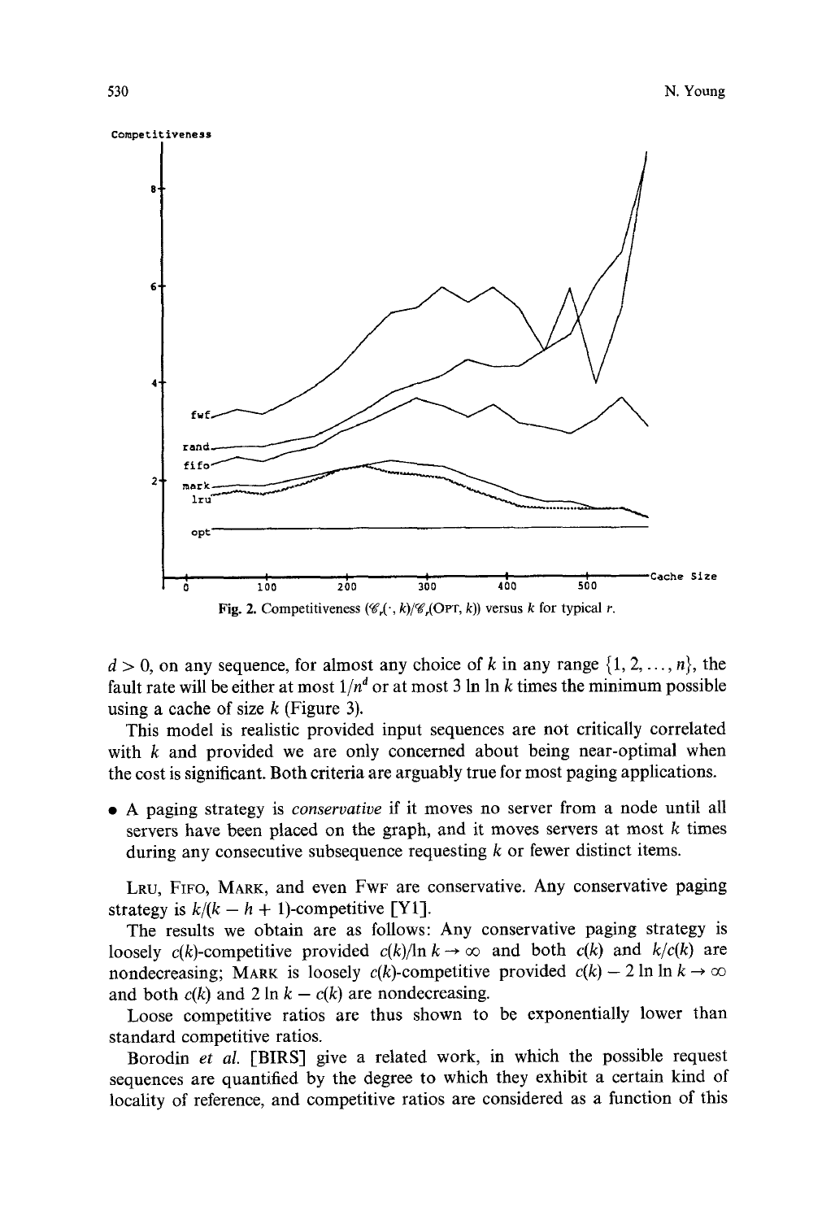Fig. 2. Competitiveness $(\mathscr{C}_r(\cdot, k)/\mathscr{C}_r(\text{OPT}, k))$ versus $k$ for typical $r$.

$d > 0$, on any sequence, for almost any choice of $k$ in any range $\{1, 2, \ldots, n\}$, the fault rate will be either at most $1/n^d$ or at most $3 \ln \ln k$ times the minimum possible using a cache of size $k$ (Figure 3).

This model is realistic provided input sequences are not critically correlated with $k$ and provided we are only concerned about being near-optimal when the cost is significant. Both criteria are arguably true for most paging applications.

- A paging strategy is *conservative* if it moves no server from a node until all servers have been placed on the graph, and it moves servers at most $k$ times during any consecutive subsequence requesting $k$ or fewer distinct items.

LRU, FIFO, MARK, and even FWF are conservative. Any conservative paging strategy is $k/(k - h + 1)$-competitive [Y1].

The results we obtain are as follows: Any conservative paging strategy is loosely $c(k)$-competitive provided $c(k)/\ln k \to \infty$ and both $c(k)$ and $k/c(k)$ are nondecreasing; MARK is loosely $c(k)$-competitive provided $c(k) - 2 \ln \ln k \to \infty$ and both $c(k)$ and $2 \ln k - c(k)$ are nondecreasing.

Loose competitive ratios are thus shown to be exponentially lower than standard competitive ratios.

Borodin *et al.* [BIRS] give a related work, in which the possible request sequences are quantified by the degree to which they exhibit a certain kind of locality of reference, and competitive ratios are considered as a function of this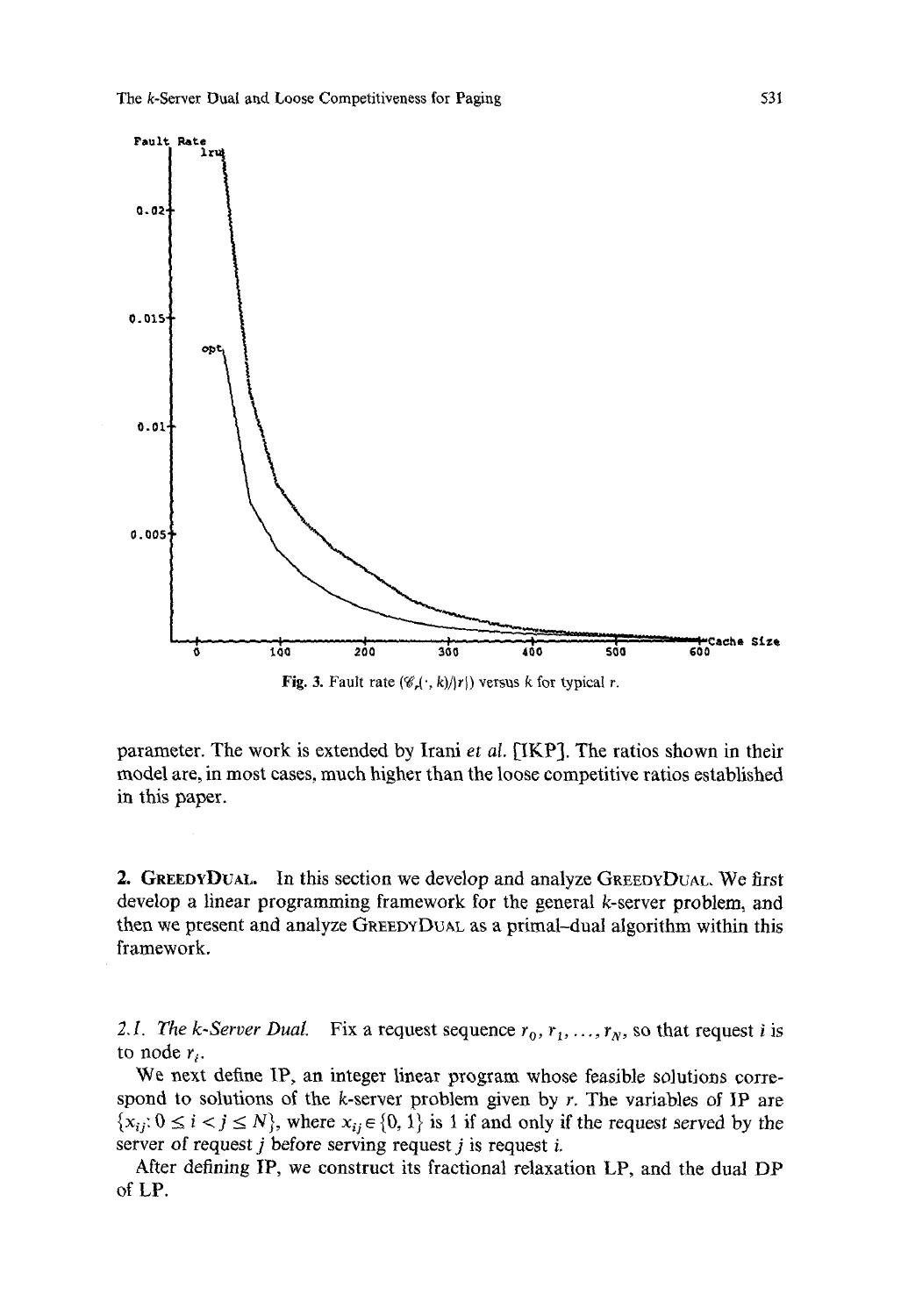Fig. 3. Fault rate ($\mathscr{C}_r(\cdot, k)/|r|$) versus $k$ for typical $r$.

parameter. The work is extended by Irani *et al.* [IKP]. The ratios shown in their model are, in most cases, much higher than the loose competitive ratios established in this paper.

## 2. GreedyDual.

In this section we develop and analyze GreedyDual. We first develop a linear programming framework for the general $k$-server problem, and then we present and analyze GreedyDual as a primal–dual algorithm within this framework.

### 2.1. *The k-Server Dual.*

Fix a request sequence $r_0, r_1, \ldots, r_N$, so that request $i$ is to node $r_i$.

We next define IP, an integer linear program whose feasible solutions correspond to solutions of the $k$-server problem given by $r$. The variables of IP are $\{x_{ij}: 0 \leq i < j \leq N\}$, where $x_{ij} \in \{0, 1\}$ is 1 if and only if the request served by the server of request $j$ before serving request $j$ is request $i$.

After defining IP, we construct its fractional relaxation LP, and the dual DP of LP.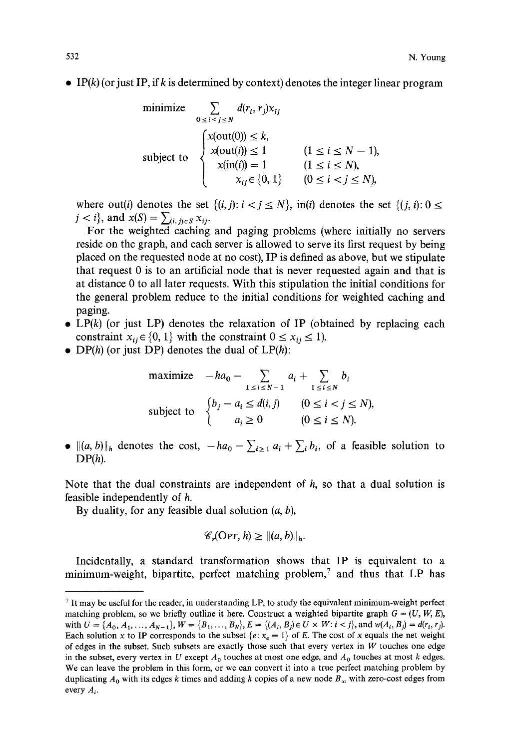- IP($k$) (or just IP, if $k$ is determined by context) denotes the integer linear program

$$\text{minimize} \quad \sum_{0 \le i < j \le N} d(r_i, r_j) x_{ij}$$

$$\text{subject to} \quad \begin{cases} x(\text{out}(0)) \le k, & \\ x(\text{out}(i)) \le 1 & (1 \le i \le N-1), \\ x(\text{in}(i)) = 1 & (1 \le i \le N), \\ x_{ij} \in \{0, 1\} & (0 \le i < j \le N), \end{cases}$$

where out($i$) denotes the set $\{(i, j): i < j \le N\}$, in($i$) denotes the set $\{(j, i): 0 \le j < i\}$, and $x(S) = \sum_{(i,j) \in S} x_{ij}$.

For the weighted caching and paging problems (where initially no servers reside on the graph, and each server is allowed to serve its first request by being placed on the requested node at no cost), IP is defined as above, but we stipulate that request 0 is to an artificial node that is never requested again and that is at distance 0 to all later requests. With this stipulation the initial conditions for the general problem reduce to the initial conditions for weighted caching and paging.

- LP($k$) (or just LP) denotes the relaxation of IP (obtained by replacing each constraint $x_{ij} \in \{0, 1\}$ with the constraint $0 \le x_{ij} \le 1$).
- DP($h$) (or just DP) denotes the dual of LP($h$):

$$\text{maximize} \quad -ha_0 - \sum_{1 \le i \le N-1} a_i + \sum_{1 \le i \le N} b_i$$

$$\text{subject to} \quad \begin{cases} b_j - a_i \le d(i, j) & (0 \le i < j \le N), \\ a_i \ge 0 & (0 \le i \le N). \end{cases}$$

- $\|(a, b)\|_h$ denotes the cost, $-ha_0 - \sum_{i \ge 1} a_i + \sum_i b_i$, of a feasible solution to DP($h$).

Note that the dual constraints are independent of $h$, so that a dual solution is feasible independently of $h$.

By duality, for any feasible dual solution $(a, b)$,

$$\mathscr{C}_r(\text{OPT}, h) \ge \|(a, b)\|_h.$$

Incidentally, a standard transformation shows that IP is equivalent to a minimum-weight, bipartite, perfect matching problem,[7] and thus that LP has

[7] It may be useful for the reader, in understanding LP, to study the equivalent minimum-weight perfect matching problem, so we briefly outline it here. Construct a weighted bipartite graph $G = (U, W, E)$, with $U = \{A_0, A_1, \ldots, A_{N-1}\}$, $W = \{B_1, \ldots, B_N\}$, $E = \{(A_i, B_j) \in U \times W: i < j\}$, and $w(A_i, B_j) = d(r_i, r_j)$. Each solution $x$ to IP corresponds to the subset $\{e: x_e = 1\}$ of $E$. The cost of $x$ equals the net weight of edges in the subset. Such subsets are exactly those such that every vertex in $W$ touches one edge in the subset, every vertex in $U$ except $A_0$ touches at most one edge, and $A_0$ touches at most $k$ edges. We can leave the problem in this form, or we can convert it into a true perfect matching problem by duplicating $A_0$ with its edges $k$ times and adding $k$ copies of a new node $B_\infty$ with zero-cost edges from every $A_i$.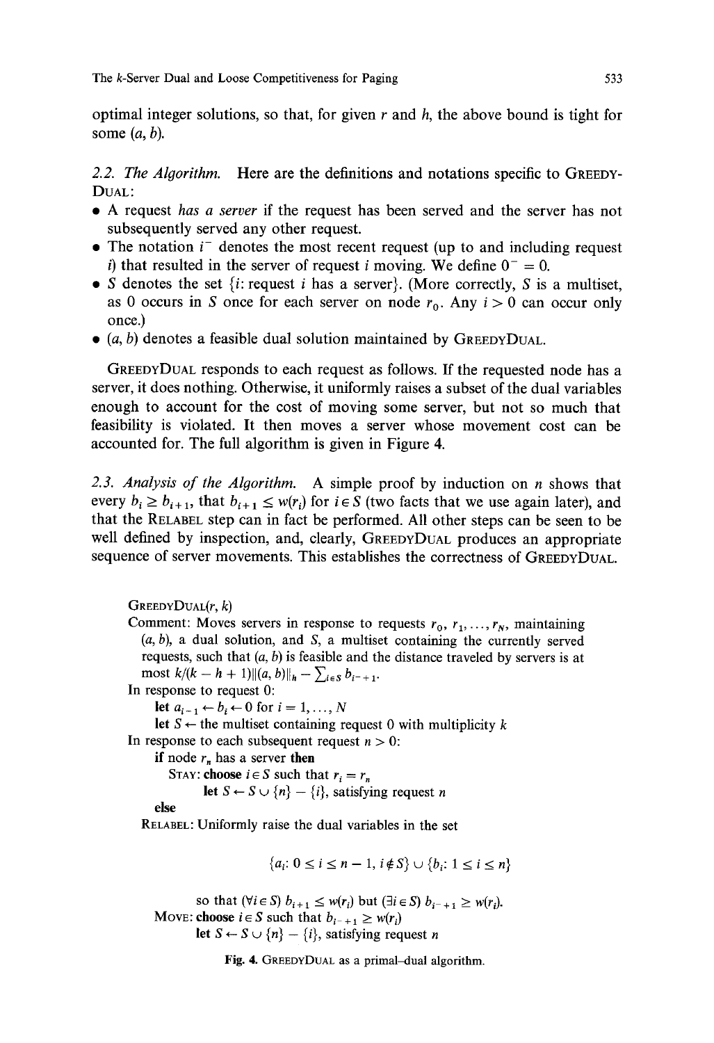optimal integer solutions, so that, for given $r$ and $h$, the above bound is tight for some $(a, b)$.

*2.2. The Algorithm.* Here are the definitions and notations specific to GreedyDual:

- A request *has a server* if the request has been served and the server has not subsequently served any other request.
- The notation $i^-$ denotes the most recent request (up to and including request $i$) that resulted in the server of request $i$ moving. We define $0^- = 0$.
- $S$ denotes the set $\{i$: request $i$ has a server$\}$. (More correctly, $S$ is a multiset, as 0 occurs in $S$ once for each server on node $r_0$. Any $i > 0$ can occur only once.)
- $(a, b)$ denotes a feasible dual solution maintained by GreedyDual.

GreedyDual responds to each request as follows. If the requested node has a server, it does nothing. Otherwise, it uniformly raises a subset of the dual variables enough to account for the cost of moving some server, but not so much that feasibility is violated. It then moves a server whose movement cost can be accounted for. The full algorithm is given in Figure 4.

*2.3. Analysis of the Algorithm.* A simple proof by induction on $n$ shows that every $b_i \geq b_{i+1}$, that $b_{i+1} \leq w(r_i)$ for $i \in S$ (two facts that we use again later), and that the Relabel step can in fact be performed. All other steps can be seen to be well defined by inspection, and, clearly, GreedyDual produces an appropriate sequence of server movements. This establishes the correctness of GreedyDual.

GreedyDual$(r, k)$

Comment: Moves servers in response to requests $r_0, r_1, \ldots, r_N$, maintaining $(a, b)$, a dual solution, and $S$, a multiset containing the currently served requests, such that $(a, b)$ is feasible and the distance traveled by servers is at most $k/(k - h + 1)\|(a, b)\|_h - \sum_{i \in S} b_{i^- + 1}$.

In response to request 0:
  let $a_{i-1} \leftarrow b_i \leftarrow 0$ for $i = 1, \ldots, N$
  let $S \leftarrow$ the multiset containing request 0 with multiplicity $k$

In response to each subsequent request $n > 0$:
  **if** node $r_n$ has a server **then**
  Stay: **choose** $i \in S$ such that $r_i = r_n$
    **let** $S \leftarrow S \cup \{n\} - \{i\}$, satisfying request $n$
  **else**
  Relabel: Uniformly raise the dual variables in the set

$$\{a_i: 0 \leq i \leq n - 1, i \notin S\} \cup \{b_i: 1 \leq i \leq n\}$$

  so that $(\forall i \in S)\ b_{i+1} \leq w(r_i)$ but $(\exists i \in S)\ b_{i^- + 1} \geq w(r_i)$.
  Move: **choose** $i \in S$ such that $b_{i^- + 1} \geq w(r_i)$
    **let** $S \leftarrow S \cup \{n\} - \{i\}$, satisfying request $n$

**Fig. 4.** GreedyDual as a primal–dual algorithm.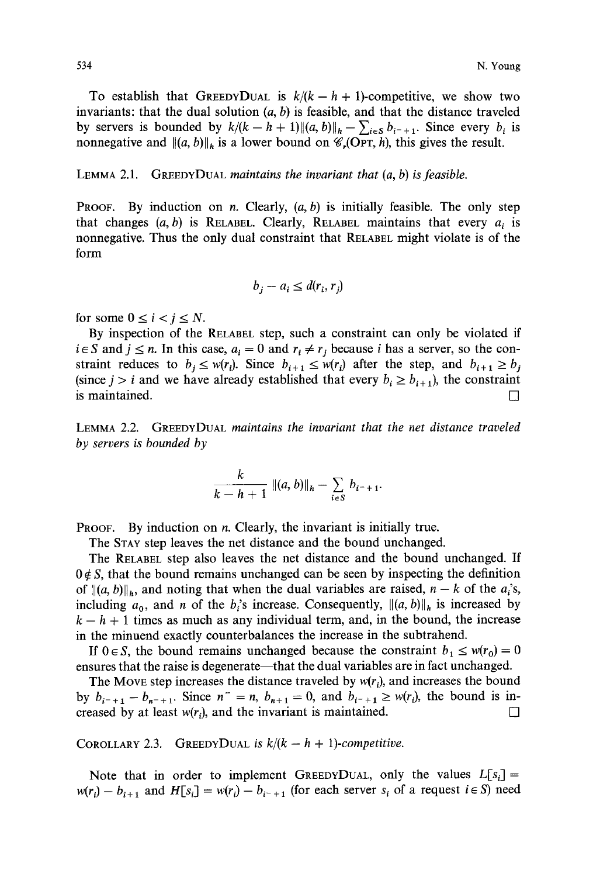To establish that GreedyDual is $k/(k-h+1)$-competitive, we show two invariants: that the dual solution $(a, b)$ is feasible, and that the distance traveled by servers is bounded by $k/(k-h+1)\|(a,b)\|_h - \sum_{i\in S} b_{i^-+1}$. Since every $b_i$ is nonnegative and $\|(a,b)\|_h$ is a lower bound on $\mathscr{C}_r(\text{Opt}, h)$, this gives the result.

Lemma 2.1. *GreedyDual maintains the invariant that $(a, b)$ is feasible.*

Proof. By induction on $n$. Clearly, $(a, b)$ is initially feasible. The only step that changes $(a, b)$ is Relabel. Clearly, Relabel maintains that every $a_i$ is nonnegative. Thus the only dual constraint that Relabel might violate is of the form

$$b_j - a_i \le d(r_i, r_j)$$

for some $0 \le i < j \le N$.

By inspection of the Relabel step, such a constraint can only be violated if $i \in S$ and $j \le n$. In this case, $a_i = 0$ and $r_i \ne r_j$ because $i$ has a server, so the constraint reduces to $b_j \le w(r_i)$. Since $b_{i+1} \le w(r_i)$ after the step, and $b_{i+1} \ge b_j$ (since $j > i$ and we have already established that every $b_i \ge b_{i+1}$), the constraint is maintained. □

Lemma 2.2. *GreedyDual maintains the invariant that the net distance traveled by servers is bounded by*

$$\frac{k}{k-h+1}\|(a,b)\|_h - \sum_{i\in S} b_{i^-+1}.$$

Proof. By induction on $n$. Clearly, the invariant is initially true.

The Stay step leaves the net distance and the bound unchanged.

The Relabel step also leaves the net distance and the bound unchanged. If $0 \notin S$, that the bound remains unchanged can be seen by inspecting the definition of $\|(a,b)\|_h$, and noting that when the dual variables are raised, $n-k$ of the $a_i$'s, including $a_0$, and $n$ of the $b_i$'s increase. Consequently, $\|(a,b)\|_h$ is increased by $k-h+1$ times as much as any individual term, and, in the bound, the increase in the minuend exactly counterbalances the increase in the subtrahend.

If $0 \in S$, the bound remains unchanged because the constraint $b_1 \le w(r_0) = 0$ ensures that the raise is degenerate—that the dual variables are in fact unchanged.

The Move step increases the distance traveled by $w(r_i)$, and increases the bound by $b_{i^-+1} - b_{n^-+1}$. Since $n^- = n$, $b_{n+1} = 0$, and $b_{i^-+1} \ge w(r_i)$, the bound is increased by at least $w(r_i)$, and the invariant is maintained. □

Corollary 2.3. *GreedyDual is $k/(k-h+1)$-competitive.*

Note that in order to implement GreedyDual, only the values $L[s_i] = w(r_i) - b_{i+1}$ and $H[s_i] = w(r_i) - b_{i^-+1}$ (for each server $s_i$ of a request $i \in S$) need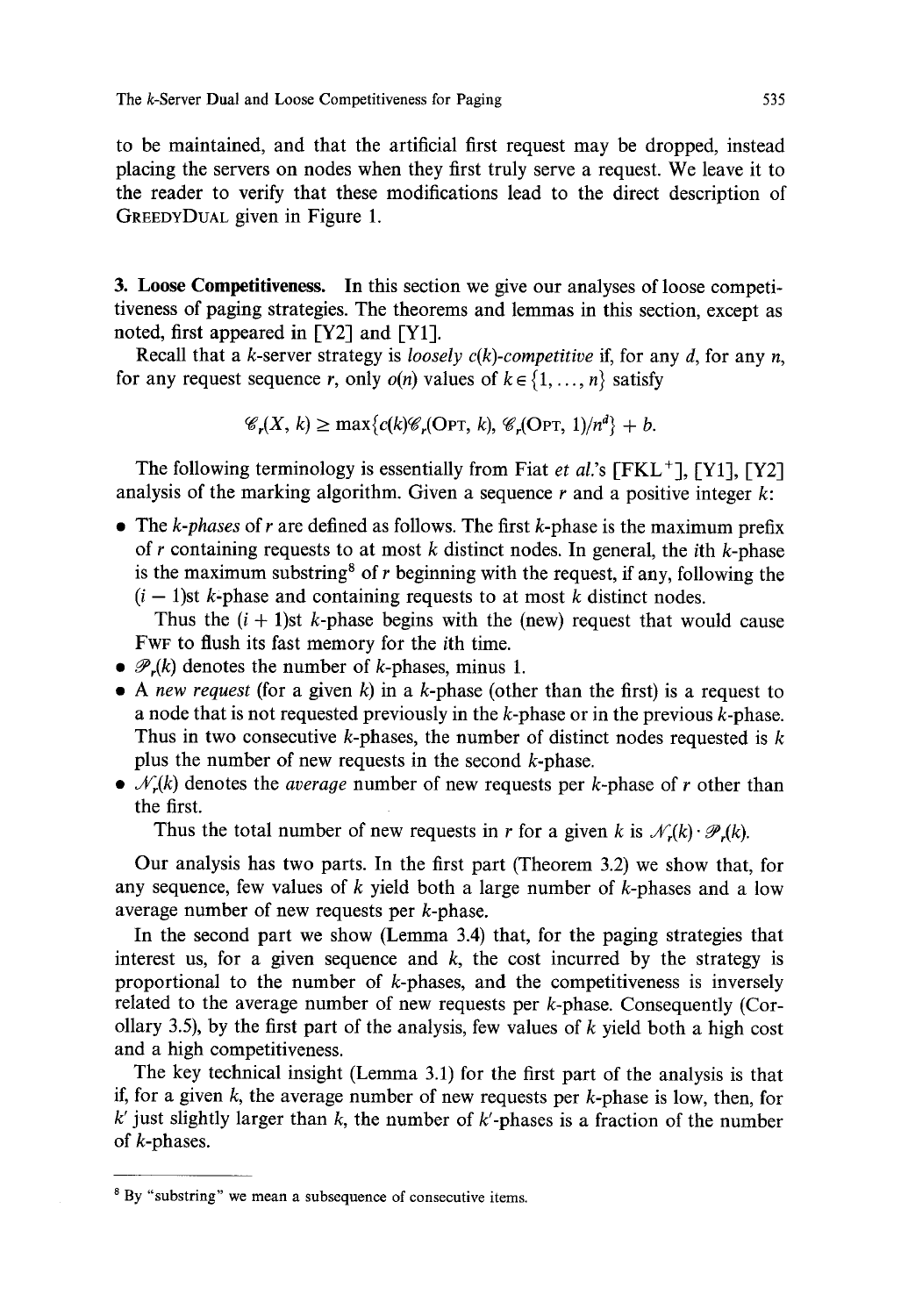to be maintained, and that the artificial first request may be dropped, instead placing the servers on nodes when they first truly serve a request. We leave it to the reader to verify that these modifications lead to the direct description of GreedyDual given in Figure 1.

## 3. Loose Competitiveness.

In this section we give our analyses of loose competitiveness of paging strategies. The theorems and lemmas in this section, except as noted, first appeared in [Y2] and [Y1].

Recall that a $k$-server strategy is *loosely* $c(k)$*-competitive* if, for any $d$, for any $n$, for any request sequence $r$, only $o(n)$ values of $k \in \{1, \ldots, n\}$ satisfy

$$\mathscr{C}_r(X, k) \geq \max\{c(k)\mathscr{C}_r(\text{Opt}, k), \mathscr{C}_r(\text{Opt}, 1)/n^d\} + b.$$

The following terminology is essentially from Fiat *et al.*'s [FKL$^+$], [Y1], [Y2] analysis of the marking algorithm. Given a sequence $r$ and a positive integer $k$:

- The *$k$-phases* of $r$ are defined as follows. The first $k$-phase is the maximum prefix of $r$ containing requests to at most $k$ distinct nodes. In general, the $i$th $k$-phase is the maximum substring[8] of $r$ beginning with the request, if any, following the $(i-1)$st $k$-phase and containing requests to at most $k$ distinct nodes.

  Thus the $(i+1)$st $k$-phase begins with the (new) request that would cause Fwf to flush its fast memory for the $i$th time.
- $\mathscr{P}_r(k)$ denotes the number of $k$-phases, minus 1.
- A *new request* (for a given $k$) in a $k$-phase (other than the first) is a request to a node that is not requested previously in the $k$-phase or in the previous $k$-phase. Thus in two consecutive $k$-phases, the number of distinct nodes requested is $k$ plus the number of new requests in the second $k$-phase.
- $\mathscr{N}_r(k)$ denotes the *average* number of new requests per $k$-phase of $r$ other than the first.

  Thus the total number of new requests in $r$ for a given $k$ is $\mathscr{N}_r(k) \cdot \mathscr{P}_r(k)$.

Our analysis has two parts. In the first part (Theorem 3.2) we show that, for any sequence, few values of $k$ yield both a large number of $k$-phases and a low average number of new requests per $k$-phase.

In the second part we show (Lemma 3.4) that, for the paging strategies that interest us, for a given sequence and $k$, the cost incurred by the strategy is proportional to the number of $k$-phases, and the competitiveness is inversely related to the average number of new requests per $k$-phase. Consequently (Corollary 3.5), by the first part of the analysis, few values of $k$ yield both a high cost and a high competitiveness.

The key technical insight (Lemma 3.1) for the first part of the analysis is that if, for a given $k$, the average number of new requests per $k$-phase is low, then, for $k'$ just slightly larger than $k$, the number of $k'$-phases is a fraction of the number of $k$-phases.

---

[8] By "substring" we mean a subsequence of consecutive items.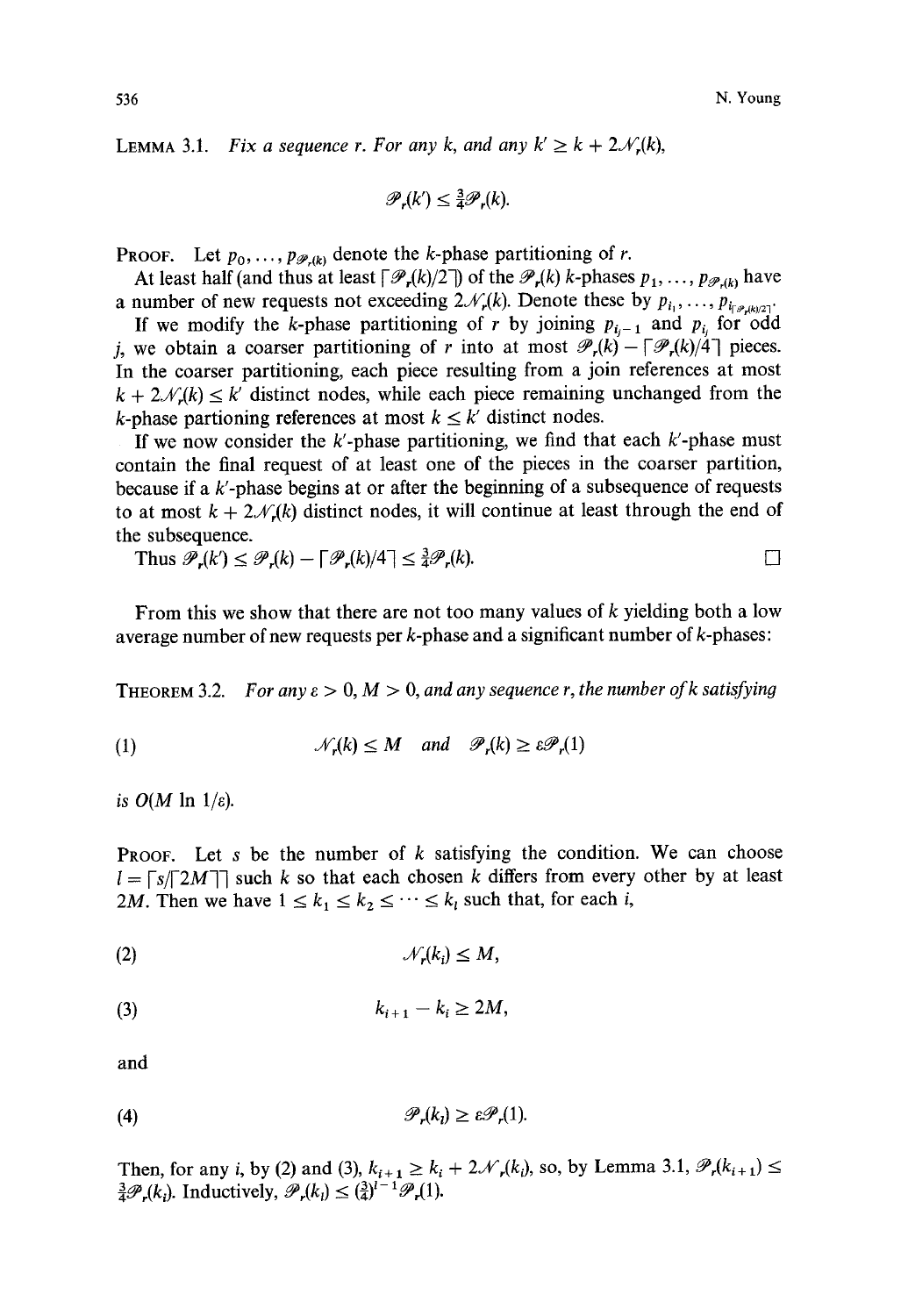**Lemma 3.1.** *Fix a sequence $r$. For any $k$, and any $k' \geq k + 2\mathcal{N}_r(k)$,*

$$\mathcal{P}_r(k') \leq \tfrac{3}{4}\mathcal{P}_r(k).$$

**Proof.** Let $p_0, \ldots, p_{\mathcal{P}_r(k)}$ denote the $k$-phase partitioning of $r$.

At least half (and thus at least $\lceil \mathcal{P}_r(k)/2 \rceil$) of the $\mathcal{P}_r(k)$ $k$-phases $p_1, \ldots, p_{\mathcal{P}_r(k)}$ have a number of new requests not exceeding $2\mathcal{N}_r(k)$. Denote these by $p_{i_1}, \ldots, p_{i_{\lceil \mathcal{P}_r(k)/2 \rceil}}$.

If we modify the $k$-phase partitioning of $r$ by joining $p_{i_j - 1}$ and $p_{i_j}$ for odd $j$, we obtain a coarser partitioning of $r$ into at most $\mathcal{P}_r(k) - \lceil \mathcal{P}_r(k)/4 \rceil$ pieces. In the coarser partitioning, each piece resulting from a join references at most $k + 2\mathcal{N}_r(k) \leq k'$ distinct nodes, while each piece remaining unchanged from the $k$-phase partioning references at most $k \leq k'$ distinct nodes.

If we now consider the $k'$-phase partitioning, we find that each $k'$-phase must contain the final request of at least one of the pieces in the coarser partition, because if a $k'$-phase begins at or after the beginning of a subsequence of requests to at most $k + 2\mathcal{N}_r(k)$ distinct nodes, it will continue at least through the end of the subsequence.

Thus $\mathcal{P}_r(k') \leq \mathcal{P}_r(k) - \lceil \mathcal{P}_r(k)/4 \rceil \leq \frac{3}{4}\mathcal{P}_r(k)$. $\square$

From this we show that there are not too many values of $k$ yielding both a low average number of new requests per $k$-phase and a significant number of $k$-phases:

**Theorem 3.2.** *For any $\varepsilon > 0$, $M > 0$, and any sequence $r$, the number of $k$ satisfying*

$$(1) \qquad \mathcal{N}_r(k) \leq M \quad \text{and} \quad \mathcal{P}_r(k) \geq \varepsilon \mathcal{P}_r(1)$$

*is $O(M \ln 1/\varepsilon)$.*

**Proof.** Let $s$ be the number of $k$ satisfying the condition. We can choose $l = \lceil s / \lceil 2M \rceil \rceil$ such $k$ so that each chosen $k$ differs from every other by at least $2M$. Then we have $1 \leq k_1 \leq k_2 \leq \cdots \leq k_l$ such that, for each $i$,

$$(2) \qquad \mathcal{N}_r(k_i) \leq M,$$

$$(3) \qquad k_{i+1} - k_i \geq 2M,$$

and

$$(4) \qquad \mathcal{P}_r(k_l) \geq \varepsilon \mathcal{P}_r(1).$$

Then, for any $i$, by (2) and (3), $k_{i+1} \geq k_i + 2\mathcal{N}_r(k_i)$, so, by Lemma 3.1, $\mathcal{P}_r(k_{i+1}) \leq \frac{3}{4}\mathcal{P}_r(k_i)$. Inductively, $\mathcal{P}_r(k_l) \leq (\frac{3}{4})^{l-1}\mathcal{P}_r(1)$.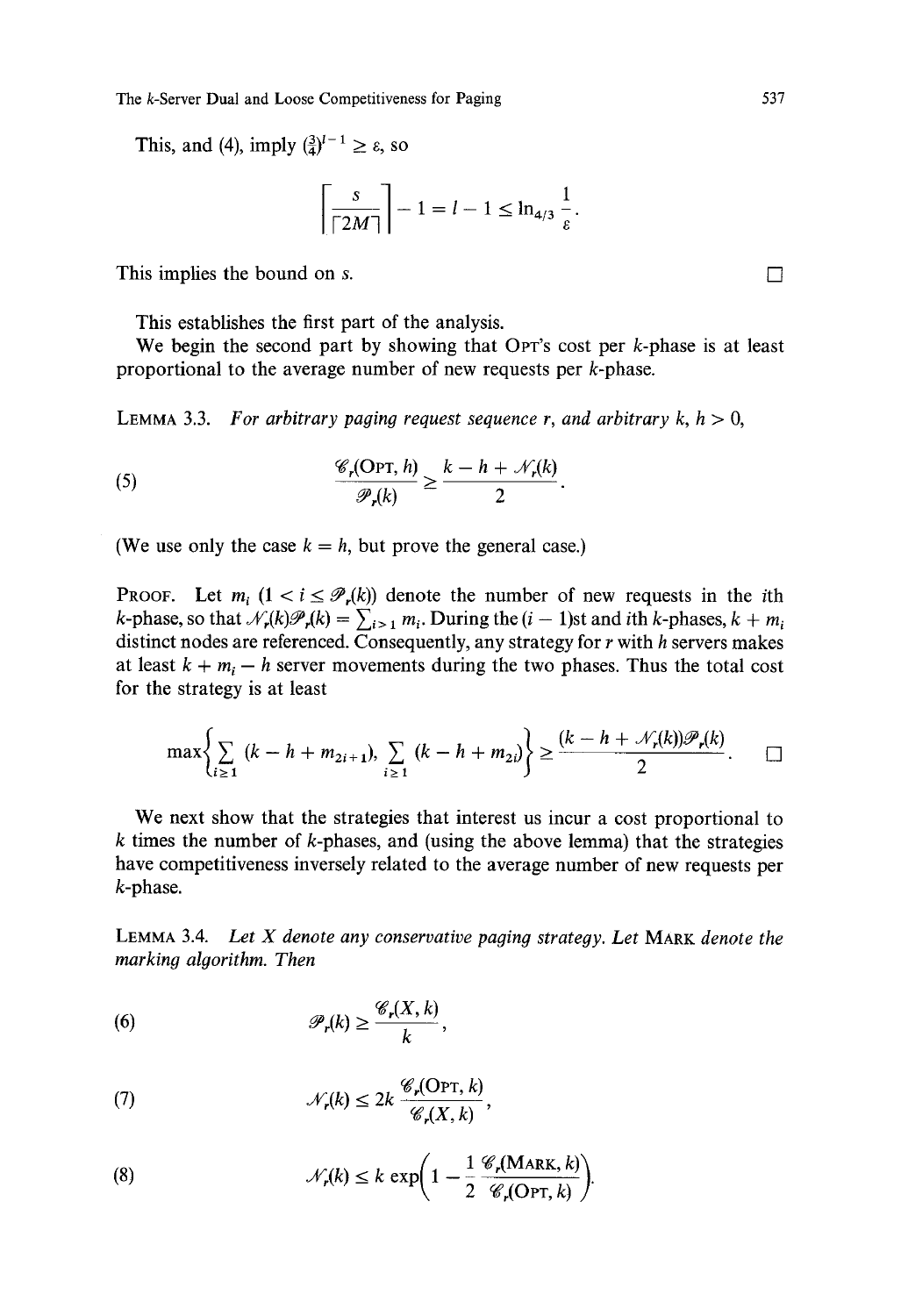This, and (4), imply $(\frac{3}{4})^{l-1} \geq \varepsilon$, so

$$\left\lceil \frac{s}{\lceil 2M \rceil} \right\rceil - 1 = l - 1 \leq \ln_{4/3} \frac{1}{\varepsilon}.$$

This implies the bound on $s$. □

This establishes the first part of the analysis.

We begin the second part by showing that OPT's cost per $k$-phase is at least proportional to the average number of new requests per $k$-phase.

LEMMA 3.3. *For arbitrary paging request sequence $r$, and arbitrary $k$, $h > 0$,*

$$\frac{\mathscr{C}_r(\text{OPT}, h)}{\mathscr{P}_r(k)} \geq \frac{k - h + \mathscr{N}_r(k)}{2}. \tag{5}$$

(We use only the case $k = h$, but prove the general case.)

PROOF. Let $m_i$ $(1 < i \leq \mathscr{P}_r(k))$ denote the number of new requests in the $i$th $k$-phase, so that $\mathscr{N}_r(k)\mathscr{P}_r(k) = \sum_{i>1} m_i$. During the $(i-1)$st and $i$th $k$-phases, $k + m_i$ distinct nodes are referenced. Consequently, any strategy for $r$ with $h$ servers makes at least $k + m_i - h$ server movements during the two phases. Thus the total cost for the strategy is at least

$$\max\left\{\sum_{i\geq 1} (k - h + m_{2i+1}), \sum_{i\geq 1} (k - h + m_{2i})\right\} \geq \frac{(k - h + \mathscr{N}_r(k))\mathscr{P}_r(k)}{2}. \quad \square$$

We next show that the strategies that interest us incur a cost proportional to $k$ times the number of $k$-phases, and (using the above lemma) that the strategies have competitiveness inversely related to the average number of new requests per $k$-phase.

LEMMA 3.4. *Let $X$ denote any conservative paging strategy. Let* MARK *denote the marking algorithm. Then*

$$\mathscr{P}_r(k) \geq \frac{\mathscr{C}_r(X, k)}{k}, \tag{6}$$

$$\mathscr{N}_r(k) \leq 2k \frac{\mathscr{C}_r(\text{OPT}, k)}{\mathscr{C}_r(X, k)}, \tag{7}$$

$$\mathscr{N}_r(k) \leq k \exp\left(1 - \frac{1}{2} \frac{\mathscr{C}_r(\text{MARK}, k)}{\mathscr{C}_r(\text{OPT}, k)}\right). \tag{8}$$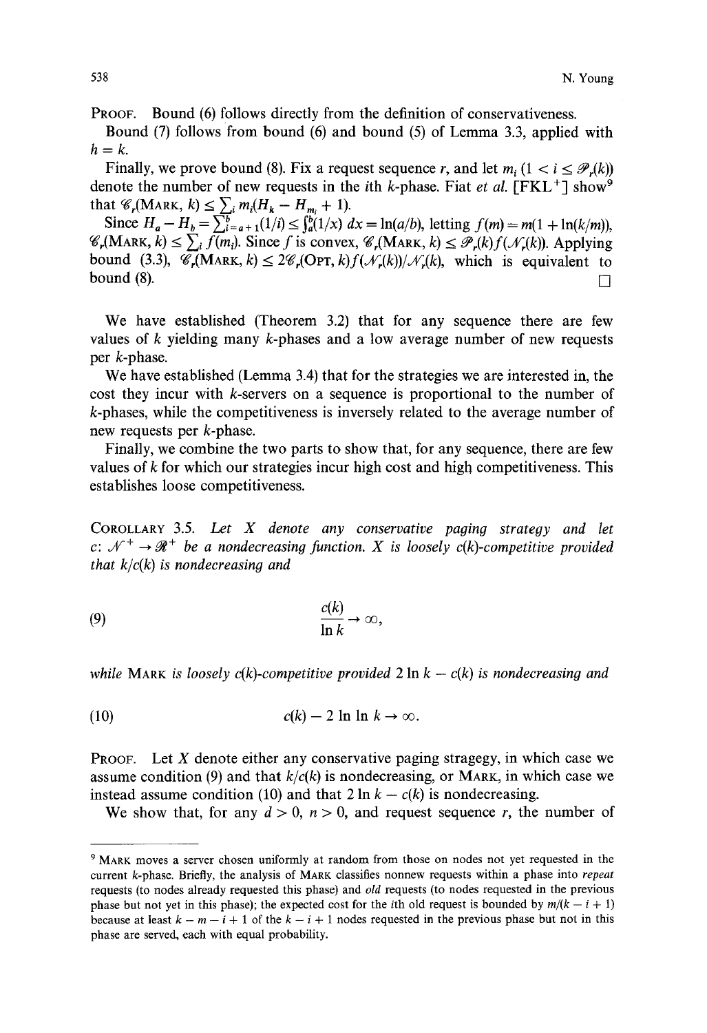PROOF. Bound (6) follows directly from the definition of conservativeness.

Bound (7) follows from bound (6) and bound (5) of Lemma 3.3, applied with $h = k$.

Finally, we prove bound (8). Fix a request sequence $r$, and let $m_i$ $(1 < i \leq \mathscr{P}_r(k))$ denote the number of new requests in the $i$th $k$-phase. Fiat *et al.* [FKL+] show[9] that $\mathscr{C}_r(\text{MARK}, k) \leq \sum_i m_i(H_k - H_{m_i} + 1)$.

Since $H_a - H_b = \sum_{i=a+1}^{b}(1/i) \leq \int_a^b (1/x)\,dx = \ln(a/b)$, letting $f(m) = m(1 + \ln(k/m))$, $\mathscr{C}_r(\text{MARK}, k) \leq \sum_i f(m_i)$. Since $f$ is convex, $\mathscr{C}_r(\text{MARK}, k) \leq \mathscr{P}_r(k) f(\mathscr{N}_r(k))$. Applying bound (3.3), $\mathscr{C}_r(\text{MARK}, k) \leq 2\mathscr{C}_r(\text{OPT}, k) f(\mathscr{N}_r(k))/\mathscr{N}_r(k)$, which is equivalent to bound (8). $\square$

We have established (Theorem 3.2) that for any sequence there are few values of $k$ yielding many $k$-phases and a low average number of new requests per $k$-phase.

We have established (Lemma 3.4) that for the strategies we are interested in, the cost they incur with $k$-servers on a sequence is proportional to the number of $k$-phases, while the competitiveness is inversely related to the average number of new requests per $k$-phase.

Finally, we combine the two parts to show that, for any sequence, there are few values of $k$ for which our strategies incur high cost and high competitiveness. This establishes loose competitiveness.

COROLLARY 3.5. *Let $X$ denote any conservative paging strategy and let $c: \mathscr{N}^+ \to \mathscr{R}^+$ be a nondecreasing function. $X$ is loosely $c(k)$-competitive provided that $k/c(k)$ is nondecreasing and*

$$\frac{c(k)}{\ln k} \to \infty, \tag{9}$$

*while* MARK *is loosely $c(k)$-competitive provided $2\ln k - c(k)$ is nondecreasing and*

$$c(k) - 2\ln\ln k \to \infty. \tag{10}$$

PROOF. Let $X$ denote either any conservative paging stragegy, in which case we assume condition (9) and that $k/c(k)$ is nondecreasing, or MARK, in which case we instead assume condition (10) and that $2\ln k - c(k)$ is nondecreasing.

We show that, for any $d > 0$, $n > 0$, and request sequence $r$, the number of

---

[9] MARK moves a server chosen uniformly at random from those on nodes not yet requested in the current $k$-phase. Briefly, the analysis of MARK classifies nonnew requests within a phase into *repeat* requests (to nodes already requested this phase) and *old* requests (to nodes requested in the previous phase but not yet in this phase); the expected cost for the $i$th old request is bounded by $m/(k - i + 1)$ because at least $k - m - i + 1$ of the $k - i + 1$ nodes requested in the previous phase but not in this phase are served, each with equal probability.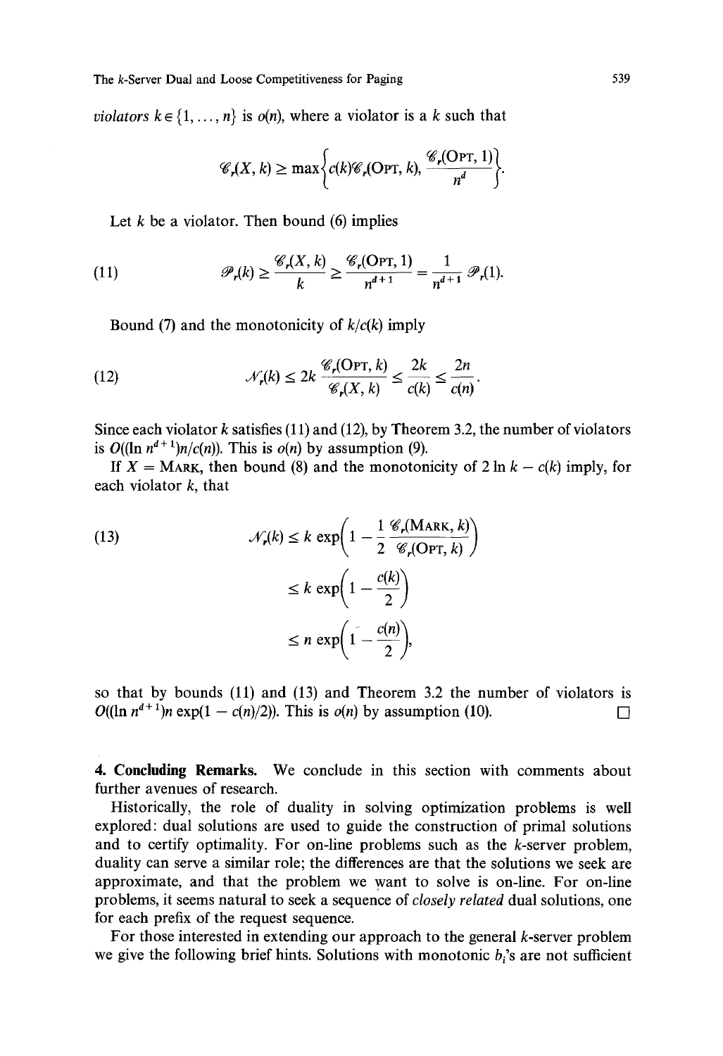*violators* $k \in \{1, \ldots, n\}$ is $o(n)$, where a violator is a $k$ such that

$$\mathscr{C}_r(X, k) \geq \max\left\{c(k)\mathscr{C}_r(\text{OPT}, k), \frac{\mathscr{C}_r(\text{OPT}, 1)}{n^d}\right\}.$$

Let $k$ be a violator. Then bound (6) implies

$$\mathscr{P}_r(k) \geq \frac{\mathscr{C}_r(X, k)}{k} \geq \frac{\mathscr{C}_r(\text{OPT}, 1)}{n^{d+1}} = \frac{1}{n^{d+1}} \mathscr{P}_r(1). \tag{11}$$

Bound (7) and the monotonicity of $k/c(k)$ imply

$$\mathscr{N}_r(k) \leq 2k \frac{\mathscr{C}_r(\text{OPT}, k)}{\mathscr{C}_r(X, k)} \leq \frac{2k}{c(k)} \leq \frac{2n}{c(n)}. \tag{12}$$

Since each violator $k$ satisfies (11) and (12), by Theorem 3.2, the number of violators is $O((\ln n^{d+1})n/c(n))$. This is $o(n)$ by assumption (9).

If $X = \text{MARK}$, then bound (8) and the monotonicity of $2 \ln k - c(k)$ imply, for each violator $k$, that

$$\begin{aligned}
\mathscr{N}_r(k) &\leq k \exp\left(1 - \frac{1}{2}\frac{\mathscr{C}_r(\text{MARK}, k)}{\mathscr{C}_r(\text{OPT}, k)}\right) \\
&\leq k \exp\left(1 - \frac{c(k)}{2}\right) \\
&\leq n \exp\left(1 - \frac{c(n)}{2}\right),
\end{aligned} \tag{13}$$

so that by bounds (11) and (13) and Theorem 3.2 the number of violators is $O((\ln n^{d+1})n \exp(1 - c(n)/2))$. This is $o(n)$ by assumption (10). $\square$

**4. Concluding Remarks.** We conclude in this section with comments about further avenues of research.

Historically, the role of duality in solving optimization problems is well explored: dual solutions are used to guide the construction of primal solutions and to certify optimality. For on-line problems such as the $k$-server problem, duality can serve a similar role; the differences are that the solutions we seek are approximate, and that the problem we want to solve is on-line. For on-line problems, it seems natural to seek a sequence of *closely related* dual solutions, one for each prefix of the request sequence.

For those interested in extending our approach to the general $k$-server problem we give the following brief hints. Solutions with monotonic $b_i$'s are not sufficient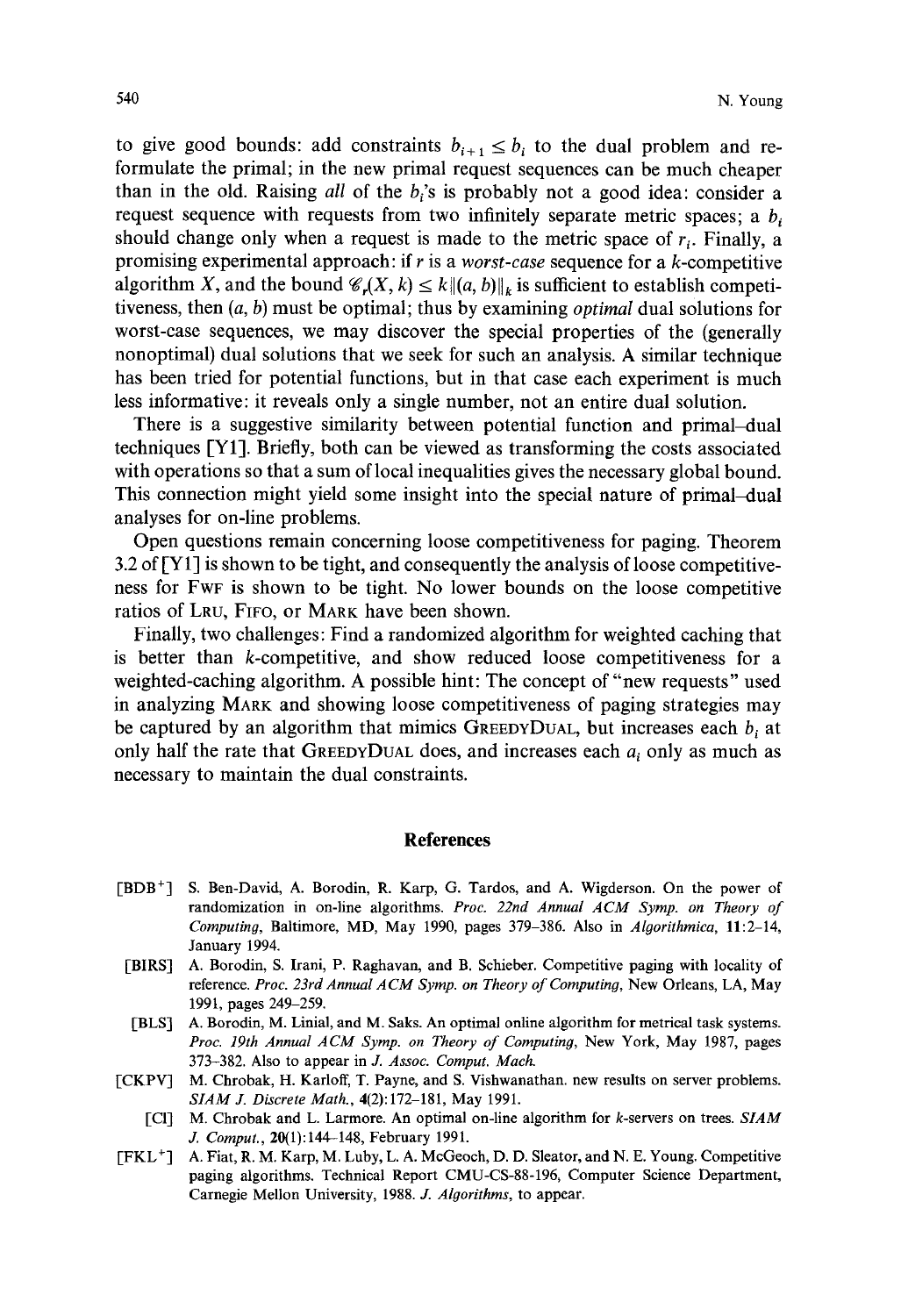to give good bounds: add constraints $b_{i+1} \leq b_i$ to the dual problem and reformulate the primal; in the new primal request sequences can be much cheaper than in the old. Raising *all* of the $b_i$'s is probably not a good idea: consider a request sequence with requests from two infinitely separate metric spaces; a $b_i$ should change only when a request is made to the metric space of $r_i$. Finally, a promising experimental approach: if $r$ is a *worst-case* sequence for a $k$-competitive algorithm $X$, and the bound $\mathscr{C}_r(X, k) \leq k\|(a, b)\|_k$ is sufficient to establish competitiveness, then $(a, b)$ must be optimal; thus by examining *optimal* dual solutions for worst-case sequences, we may discover the special properties of the (generally nonoptimal) dual solutions that we seek for such an analysis. A similar technique has been tried for potential functions, but in that case each experiment is much less informative: it reveals only a single number, not an entire dual solution.

There is a suggestive similarity between potential function and primal–dual techniques [Y1]. Briefly, both can be viewed as transforming the costs associated with operations so that a sum of local inequalities gives the necessary global bound. This connection might yield some insight into the special nature of primal–dual analyses for on-line problems.

Open questions remain concerning loose competitiveness for paging. Theorem 3.2 of [Y1] is shown to be tight, and consequently the analysis of loose competitiveness for FWF is shown to be tight. No lower bounds on the loose competitive ratios of LRU, FIFO, or MARK have been shown.

Finally, two challenges: Find a randomized algorithm for weighted caching that is better than $k$-competitive, and show reduced loose competitiveness for a weighted-caching algorithm. A possible hint: The concept of "new requests" used in analyzing MARK and showing loose competitiveness of paging strategies may be captured by an algorithm that mimics GREEDYDUAL, but increases each $b_i$ at only half the rate that GREEDYDUAL does, and increases each $a_i$ only as much as necessary to maintain the dual constraints.

## References

- [BDB+] S. Ben-David, A. Borodin, R. Karp, G. Tardos, and A. Wigderson. On the power of randomization in on-line algorithms. *Proc. 22nd Annual ACM Symp. on Theory of Computing*, Baltimore, MD, May 1990, pages 379–386. Also in *Algorithmica*, **11**:2–14, January 1994.
- [BIRS] A. Borodin, S. Irani, P. Raghavan, and B. Schieber. Competitive paging with locality of reference. *Proc. 23rd Annual ACM Symp. on Theory of Computing*, New Orleans, LA, May 1991, pages 249–259.
- [BLS] A. Borodin, M. Linial, and M. Saks. An optimal online algorithm for metrical task systems. *Proc. 19th Annual ACM Symp. on Theory of Computing*, New York, May 1987, pages 373–382. Also to appear in *J. Assoc. Comput. Mach.*
- [CKPV] M. Chrobak, H. Karloff, T. Payne, and S. Vishwanathan. new results on server problems. *SIAM J. Discrete Math.*, **4**(2):172–181, May 1991.
- [Cl] M. Chrobak and L. Larmore. An optimal on-line algorithm for $k$-servers on trees. *SIAM J. Comput.*, **20**(1):144–148, February 1991.
- [FKL+] A. Fiat, R. M. Karp, M. Luby, L. A. McGeoch, D. D. Sleator, and N. E. Young. Competitive paging algorithms. Technical Report CMU-CS-88-196, Computer Science Department, Carnegie Mellon University, 1988. *J. Algorithms*, to appear.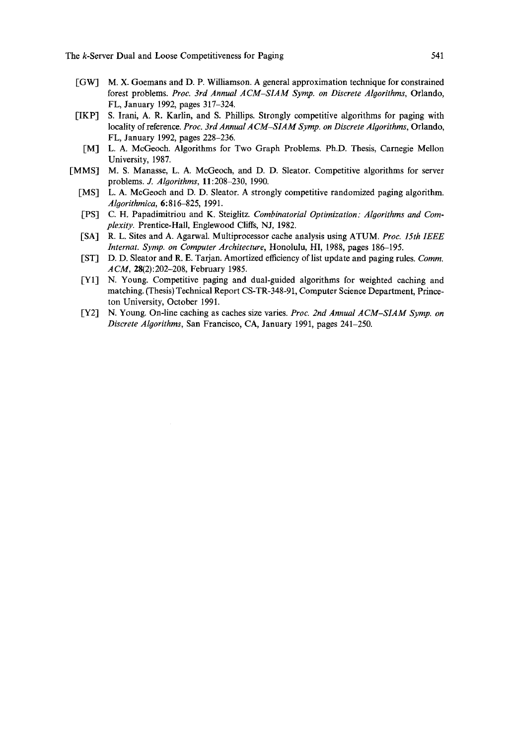[GW] M. X. Goemans and D. P. Williamson. A general approximation technique for constrained forest problems. *Proc. 3rd Annual ACM–SIAM Symp. on Discrete Algorithms*, Orlando, FL, January 1992, pages 317–324.

[IKP] S. Irani, A. R. Karlin, and S. Phillips. Strongly competitive algorithms for paging with locality of reference. *Proc. 3rd Annual ACM–SIAM Symp. on Discrete Algorithms*, Orlando, FL, January 1992, pages 228–236.

[M] L. A. McGeoch. Algorithms for Two Graph Problems. Ph.D. Thesis, Carnegie Mellon University, 1987.

[MMS] M. S. Manasse, L. A. McGeoch, and D. D. Sleator. Competitive algorithms for server problems. *J. Algorithms*, **11**:208–230, 1990.

[MS] L. A. McGeoch and D. D. Sleator. A strongly competitive randomized paging algorithm. *Algorithmica*, **6**:816–825, 1991.

[PS] C. H. Papadimitriou and K. Steiglitz. *Combinatorial Optimization: Algorithms and Complexity*. Prentice-Hall, Englewood Cliffs, NJ, 1982.

[SA] R. L. Sites and A. Agarwal. Multiprocessor cache analysis using ATUM. *Proc. 15th IEEE Internat. Symp. on Computer Architecture*, Honolulu, HI, 1988, pages 186–195.

[ST] D. D. Sleator and R. E. Tarjan. Amortized efficiency of list update and paging rules. *Comm. ACM*, **28**(2):202–208, February 1985.

[Y1] N. Young. Competitive paging and dual-guided algorithms for weighted caching and matching. (Thesis) Technical Report CS-TR-348-91, Computer Science Department, Princeton University, October 1991.

[Y2] N. Young. On-line caching as caches size varies. *Proc. 2nd Annual ACM–SIAM Symp. on Discrete Algorithms*, San Francisco, CA, January 1991, pages 241–250.